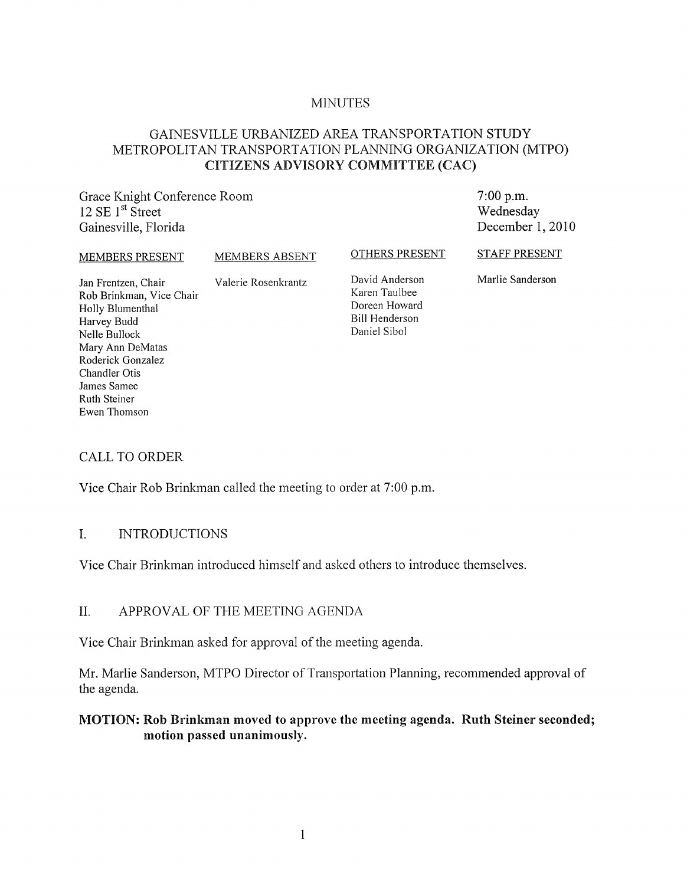MINUTES

# GAINESVILLE URBANIZED AREA TRANSPORTATION STUDY METROPOLITAN TRANSPORTATION PLANNING ORGANIZATION (MTPO) CITIZENS ADVISORY COMMITTEE (CAC)

Grace Knight Conference Room
12 SE 1st Street
Gainesville, Florida

7:00 p.m.
Wednesday
December 1, 2010

| MEMBERS PRESENT | MEMBERS ABSENT | OTHERS PRESENT | STAFF PRESENT |
|---|---|---|---|
| Jan Frentzen, Chair | Valerie Rosenkrantz | David Anderson | Marlie Sanderson |
| Rob Brinkman, Vice Chair | | Karen Taulbee | |
| Holly Blumenthal | | Doreen Howard | |
| Harvey Budd | | Bill Henderson | |
| Nelle Bullock | | Daniel Sibol | |
| Mary Ann DeMatas | | | |
| Roderick Gonzalez | | | |
| Chandler Otis | | | |
| James Samec | | | |
| Ruth Steiner | | | |
| Ewen Thomson | | | |

## CALL TO ORDER

Vice Chair Rob Brinkman called the meeting to order at 7:00 p.m.

## I. INTRODUCTIONS

Vice Chair Brinkman introduced himself and asked others to introduce themselves.

## II. APPROVAL OF THE MEETING AGENDA

Vice Chair Brinkman asked for approval of the meeting agenda.

Mr. Marlie Sanderson, MTPO Director of Transportation Planning, recommended approval of the agenda.

**MOTION: Rob Brinkman moved to approve the meeting agenda. Ruth Steiner seconded; motion passed unanimously.**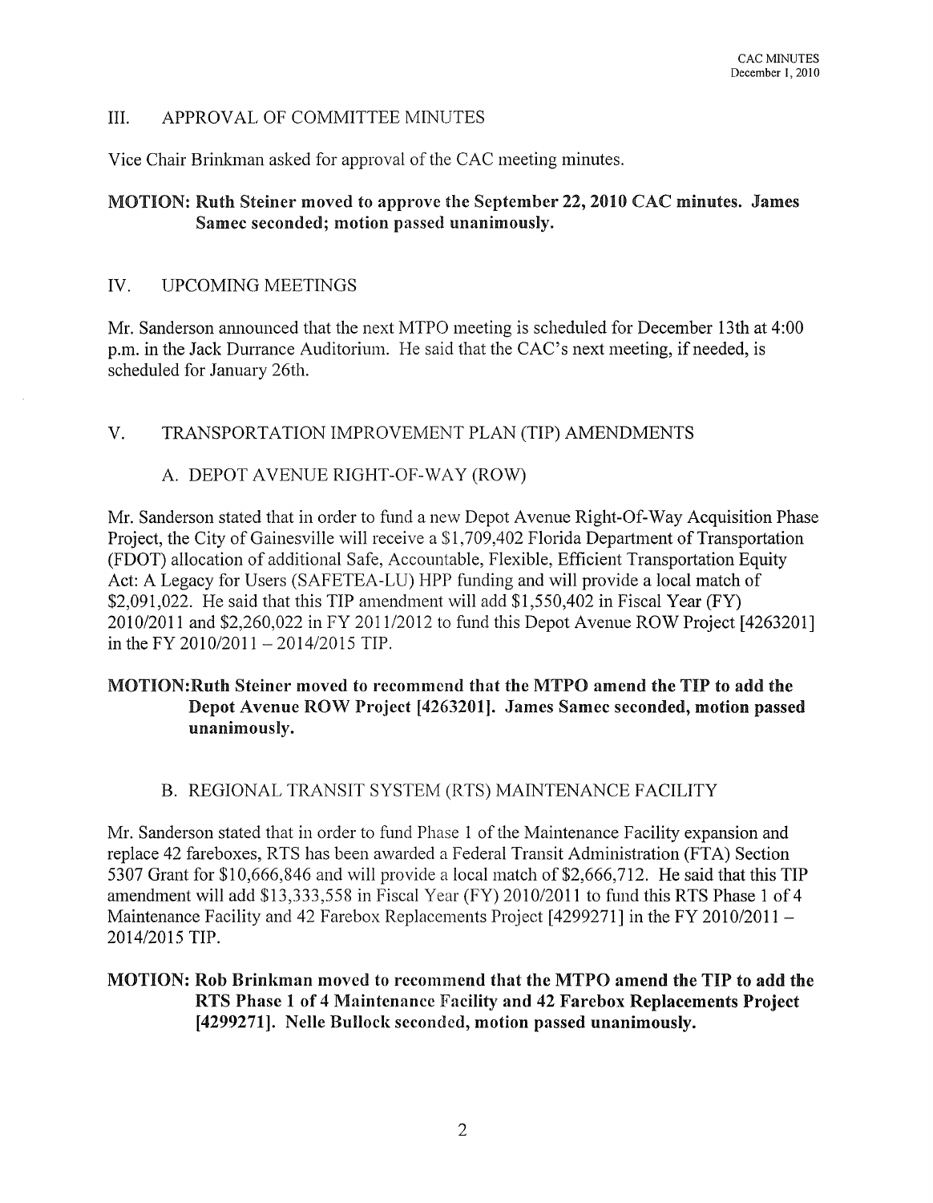## III. APPROVAL OF COMMITTEE MINUTES

Vice Chair Brinkman asked for approval of the CAC meeting minutes.

**MOTION: Ruth Steiner moved to approve the September 22, 2010 CAC minutes. James Samec seconded; motion passed unanimously.**

## IV. UPCOMING MEETINGS

Mr. Sanderson announced that the next MTPO meeting is scheduled for December 13th at 4:00 p.m. in the Jack Durrance Auditorium. He said that the CAC's next meeting, if needed, is scheduled for January 26th.

## V. TRANSPORTATION IMPROVEMENT PLAN (TIP) AMENDMENTS

### A. DEPOT AVENUE RIGHT-OF-WAY (ROW)

Mr. Sanderson stated that in order to fund a new Depot Avenue Right-Of-Way Acquisition Phase Project, the City of Gainesville will receive a $1,709,402 Florida Department of Transportation (FDOT) allocation of additional Safe, Accountable, Flexible, Efficient Transportation Equity Act: A Legacy for Users (SAFETEA-LU) HPP funding and will provide a local match of $2,091,022. He said that this TIP amendment will add $1,550,402 in Fiscal Year (FY) 2010/2011 and $2,260,022 in FY 2011/2012 to fund this Depot Avenue ROW Project [4263201] in the FY 2010/2011 – 2014/2015 TIP.

**MOTION: Ruth Steiner moved to recommend that the MTPO amend the TIP to add the Depot Avenue ROW Project [4263201]. James Samec seconded, motion passed unanimously.**

### B. REGIONAL TRANSIT SYSTEM (RTS) MAINTENANCE FACILITY

Mr. Sanderson stated that in order to fund Phase 1 of the Maintenance Facility expansion and replace 42 fareboxes, RTS has been awarded a Federal Transit Administration (FTA) Section 5307 Grant for $10,666,846 and will provide a local match of $2,666,712. He said that this TIP amendment will add $13,333,558 in Fiscal Year (FY) 2010/2011 to fund this RTS Phase 1 of 4 Maintenance Facility and 42 Farebox Replacements Project [4299271] in the FY 2010/2011 – 2014/2015 TIP.

**MOTION: Rob Brinkman moved to recommend that the MTPO amend the TIP to add the RTS Phase 1 of 4 Maintenance Facility and 42 Farebox Replacements Project [4299271]. Nelle Bullock seconded, motion passed unanimously.**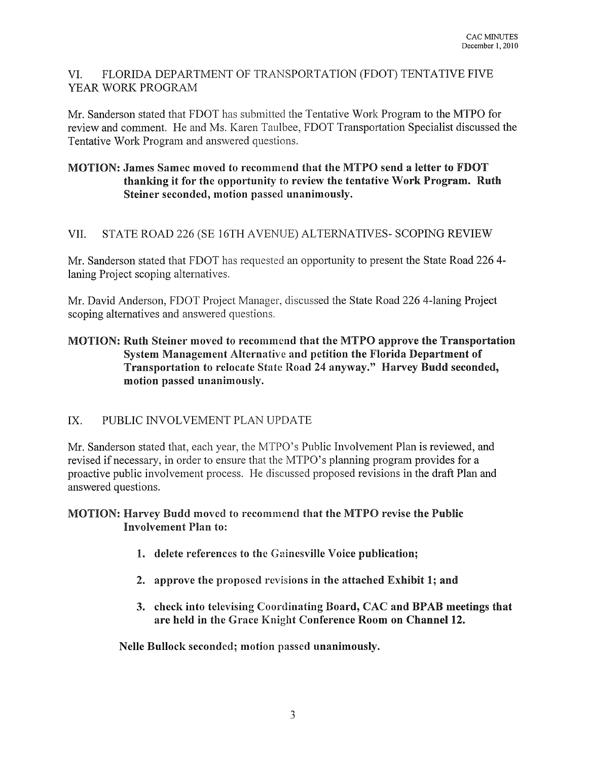## VI. FLORIDA DEPARTMENT OF TRANSPORTATION (FDOT) TENTATIVE FIVE YEAR WORK PROGRAM

Mr. Sanderson stated that FDOT has submitted the Tentative Work Program to the MTPO for review and comment. He and Ms. Karen Taulbee, FDOT Transportation Specialist discussed the Tentative Work Program and answered questions.

**MOTION: James Samec moved to recommend that the MTPO send a letter to FDOT thanking it for the opportunity to review the tentative Work Program. Ruth Steiner seconded, motion passed unanimously.**

## VII. STATE ROAD 226 (SE 16TH AVENUE) ALTERNATIVES- SCOPING REVIEW

Mr. Sanderson stated that FDOT has requested an opportunity to present the State Road 226 4-laning Project scoping alternatives.

Mr. David Anderson, FDOT Project Manager, discussed the State Road 226 4-laning Project scoping alternatives and answered questions.

**MOTION: Ruth Steiner moved to recommend that the MTPO approve the Transportation System Management Alternative and petition the Florida Department of Transportation to relocate State Road 24 anyway." Harvey Budd seconded, motion passed unanimously.**

## IX. PUBLIC INVOLVEMENT PLAN UPDATE

Mr. Sanderson stated that, each year, the MTPO's Public Involvement Plan is reviewed, and revised if necessary, in order to ensure that the MTPO's planning program provides for a proactive public involvement process. He discussed proposed revisions in the draft Plan and answered questions.

**MOTION: Harvey Budd moved to recommend that the MTPO revise the Public Involvement Plan to:**

1. **delete references to the Gainesville Voice publication;**
2. **approve the proposed revisions in the attached Exhibit 1; and**
3. **check into televising Coordinating Board, CAC and BPAB meetings that are held in the Grace Knight Conference Room on Channel 12.**

**Nelle Bullock seconded; motion passed unanimously.**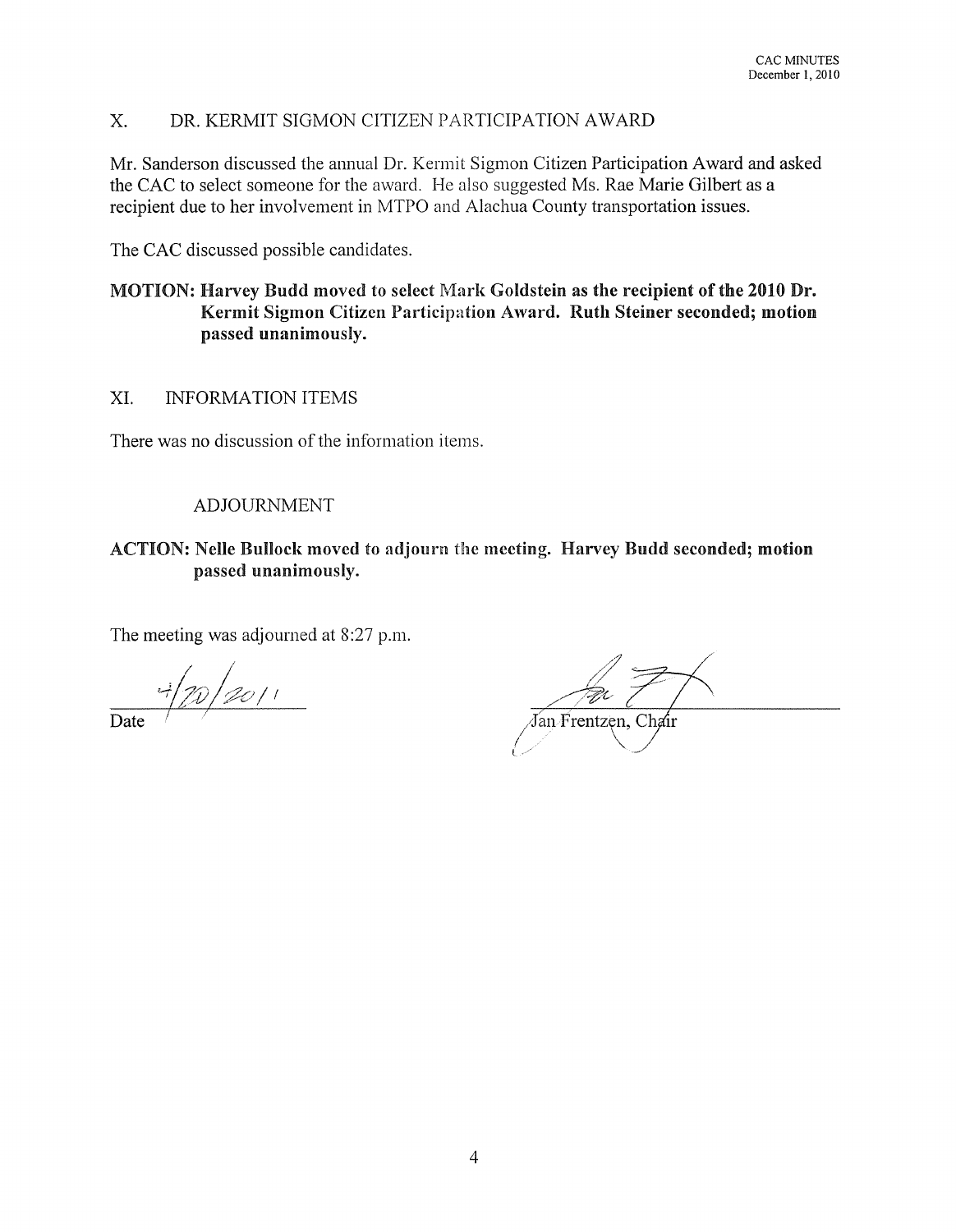## X. DR. KERMIT SIGMON CITIZEN PARTICIPATION AWARD

Mr. Sanderson discussed the annual Dr. Kermit Sigmon Citizen Participation Award and asked the CAC to select someone for the award. He also suggested Ms. Rae Marie Gilbert as a recipient due to her involvement in MTPO and Alachua County transportation issues.

The CAC discussed possible candidates.

**MOTION: Harvey Budd moved to select Mark Goldstein as the recipient of the 2010 Dr. Kermit Sigmon Citizen Participation Award. Ruth Steiner seconded; motion passed unanimously.**

## XI. INFORMATION ITEMS

There was no discussion of the information items.

## ADJOURNMENT

**ACTION: Nelle Bullock moved to adjourn the meeting. Harvey Budd seconded; motion passed unanimously.**

The meeting was adjourned at 8:27 p.m.

4/20/2011
Date

Jan Frentzen, Chair